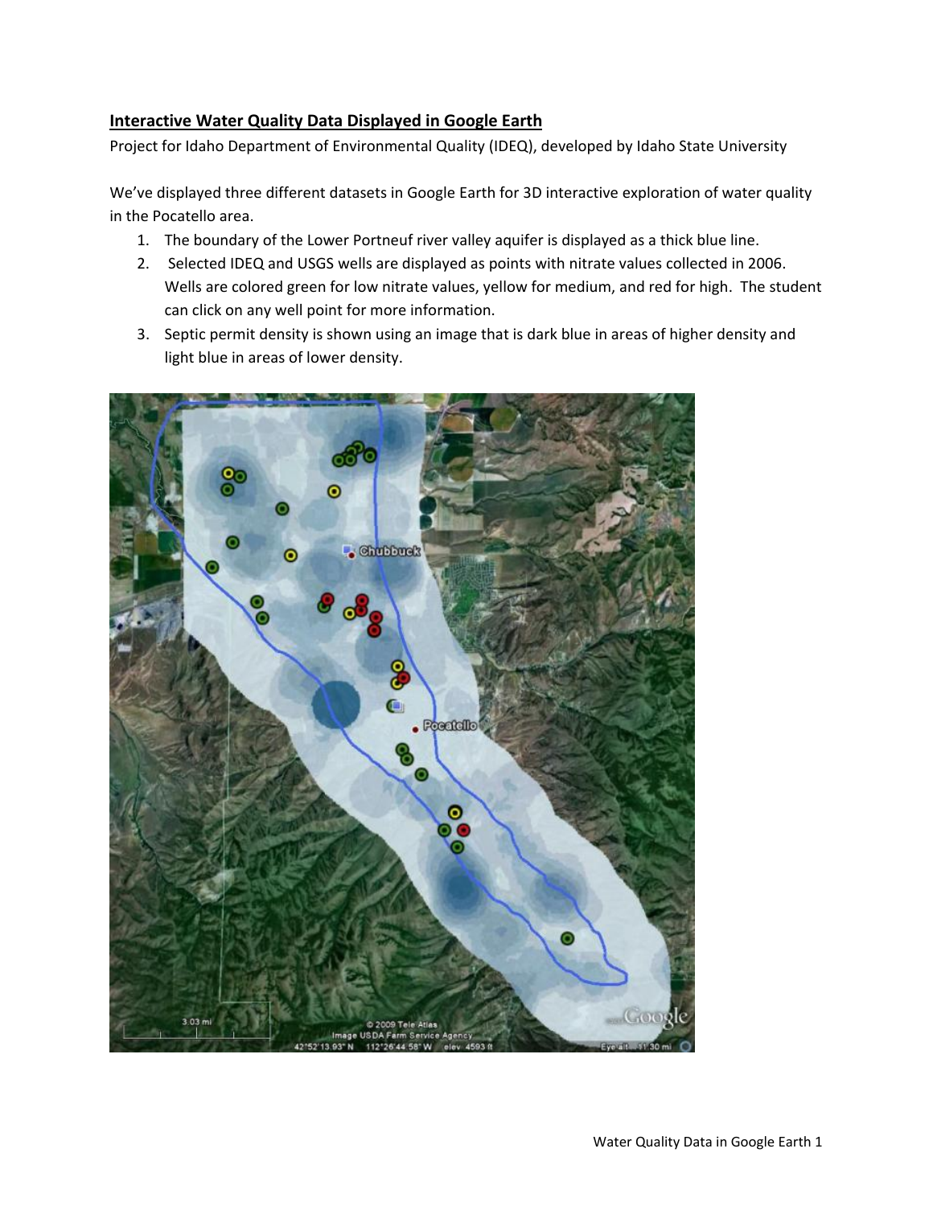# Interactive Water Quality Data Displayed in Google Earth

Project for Idaho Department of Environmental Quality (IDEQ), developed by Idaho State University

We've displayed three different datasets in Google Earth for 3D interactive exploration of water quality in the Pocatello area.

1. The boundary of the Lower Portneuf river valley aquifer is displayed as a thick blue line.
2. Selected IDEQ and USGS wells are displayed as points with nitrate values collected in 2006. Wells are colored green for low nitrate values, yellow for medium, and red for high. The student can click on any well point for more information.
3. Septic permit density is shown using an image that is dark blue in areas of higher density and light blue in areas of lower density.

Chubbuck

Pocatello

3.03 mi

© 2009 Tele Atlas

Image USDA Farm Service Agency

42°52'13.93" N 112°26'44.58" W elev 4593 ft

Google

Eye alt 11.30 mi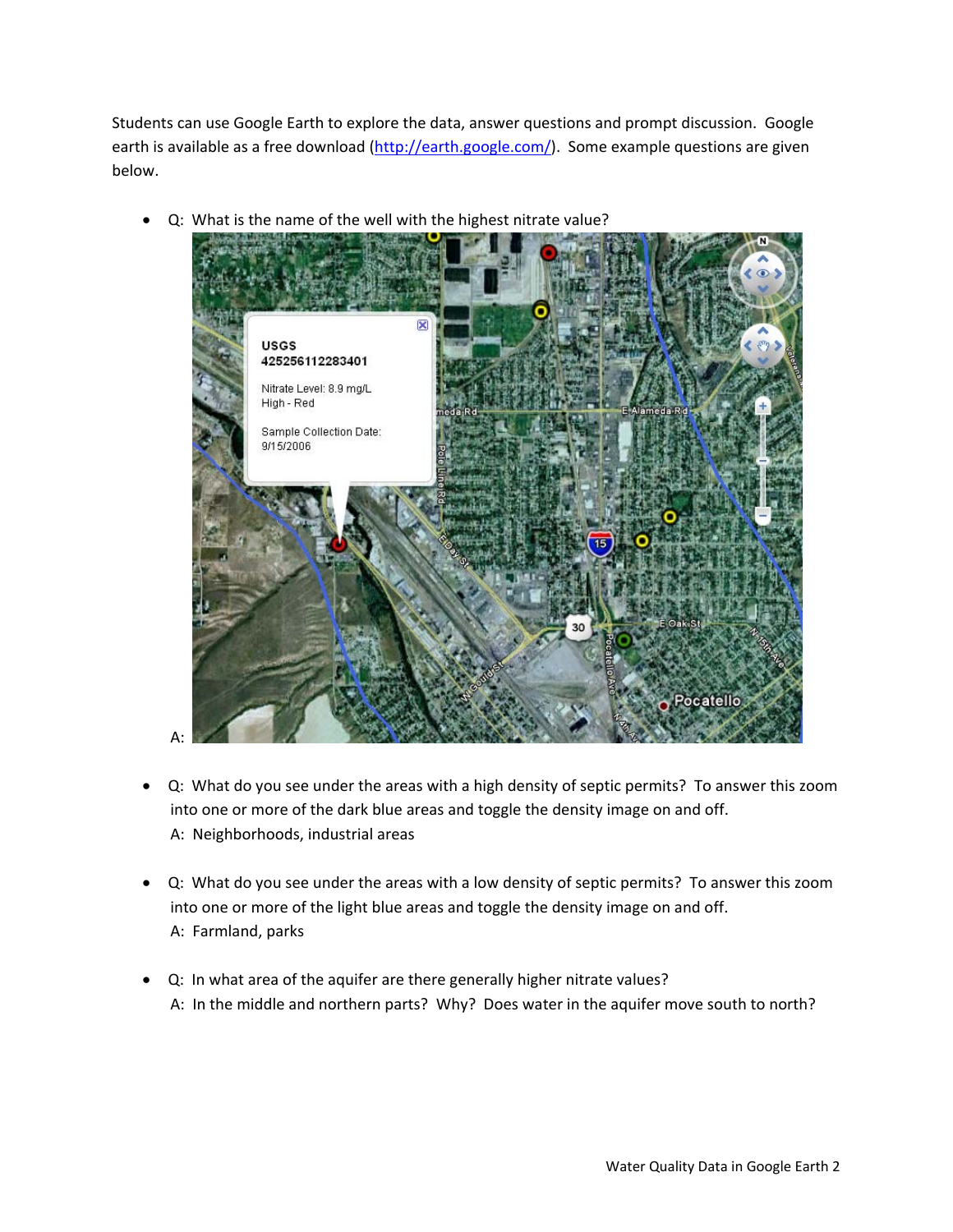Students can use Google Earth to explore the data, answer questions and prompt discussion. Google earth is available as a free download (http://earth.google.com/). Some example questions are given below.

- Q: What is the name of the well with the highest nitrate value?

  A:

- Q: What do you see under the areas with a high density of septic permits? To answer this zoom into one or more of the dark blue areas and toggle the density image on and off.
  A: Neighborhoods, industrial areas

- Q: What do you see under the areas with a low density of septic permits? To answer this zoom into one or more of the light blue areas and toggle the density image on and off.
  A: Farmland, parks

- Q: In what area of the aquifer are there generally higher nitrate values?
  A: In the middle and northern parts? Why? Does water in the aquifer move south to north?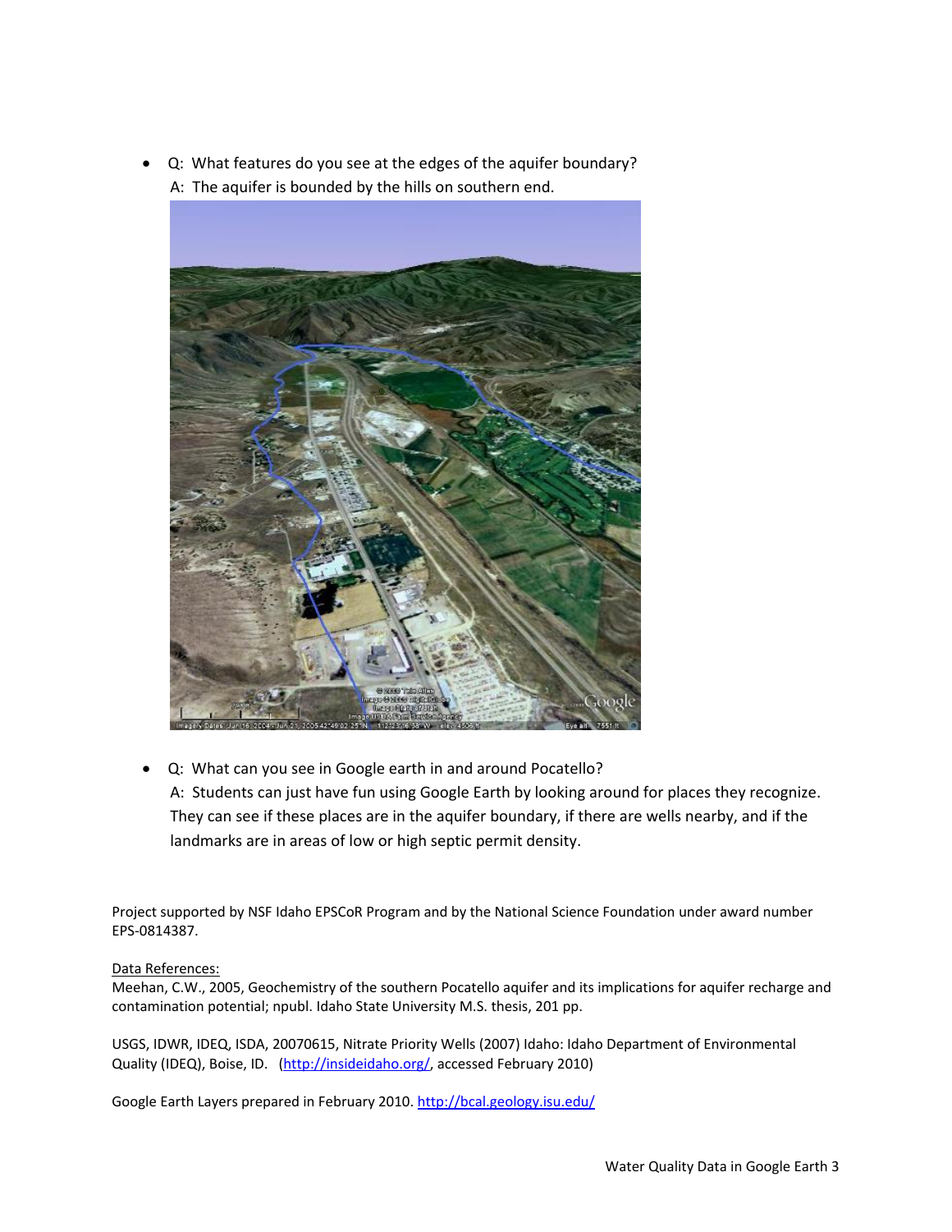- Q: What features do you see at the edges of the aquifer boundary?
  A: The aquifer is bounded by the hills on southern end.

- Q: What can you see in Google earth in and around Pocatello?
  A: Students can just have fun using Google Earth by looking around for places they recognize. They can see if these places are in the aquifer boundary, if there are wells nearby, and if the landmarks are in areas of low or high septic permit density.

Project supported by NSF Idaho EPSCoR Program and by the National Science Foundation under award number EPS-0814387.

Data References:

Meehan, C.W., 2005, Geochemistry of the southern Pocatello aquifer and its implications for aquifer recharge and contamination potential; npubl. Idaho State University M.S. thesis, 201 pp.

USGS, IDWR, IDEQ, ISDA, 20070615, Nitrate Priority Wells (2007) Idaho: Idaho Department of Environmental Quality (IDEQ), Boise, ID. (http://insideidaho.org/, accessed February 2010)

Google Earth Layers prepared in February 2010. http://bcal.geology.isu.edu/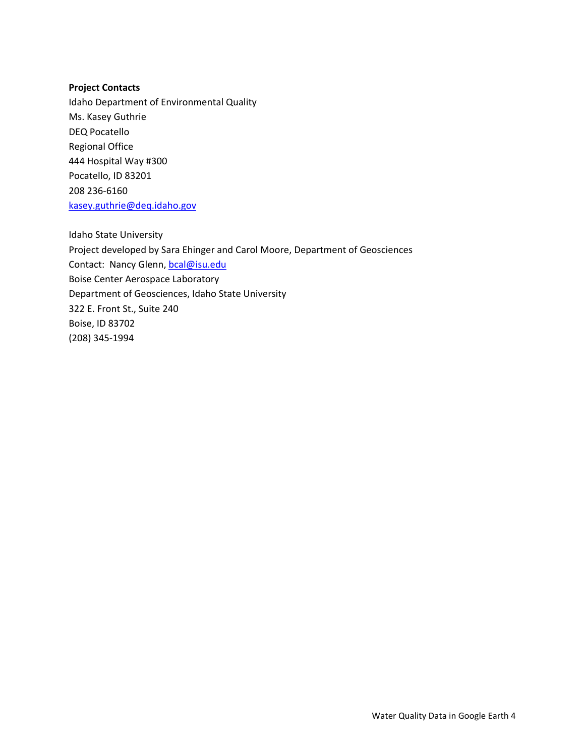**Project Contacts**

Idaho Department of Environmental Quality
Ms. Kasey Guthrie
DEQ Pocatello
Regional Office
444 Hospital Way #300
Pocatello, ID 83201
208 236-6160
kasey.guthrie@deq.idaho.gov

Idaho State University
Project developed by Sara Ehinger and Carol Moore, Department of Geosciences
Contact: Nancy Glenn, bcal@isu.edu
Boise Center Aerospace Laboratory
Department of Geosciences, Idaho State University
322 E. Front St., Suite 240
Boise, ID 83702
(208) 345-1994